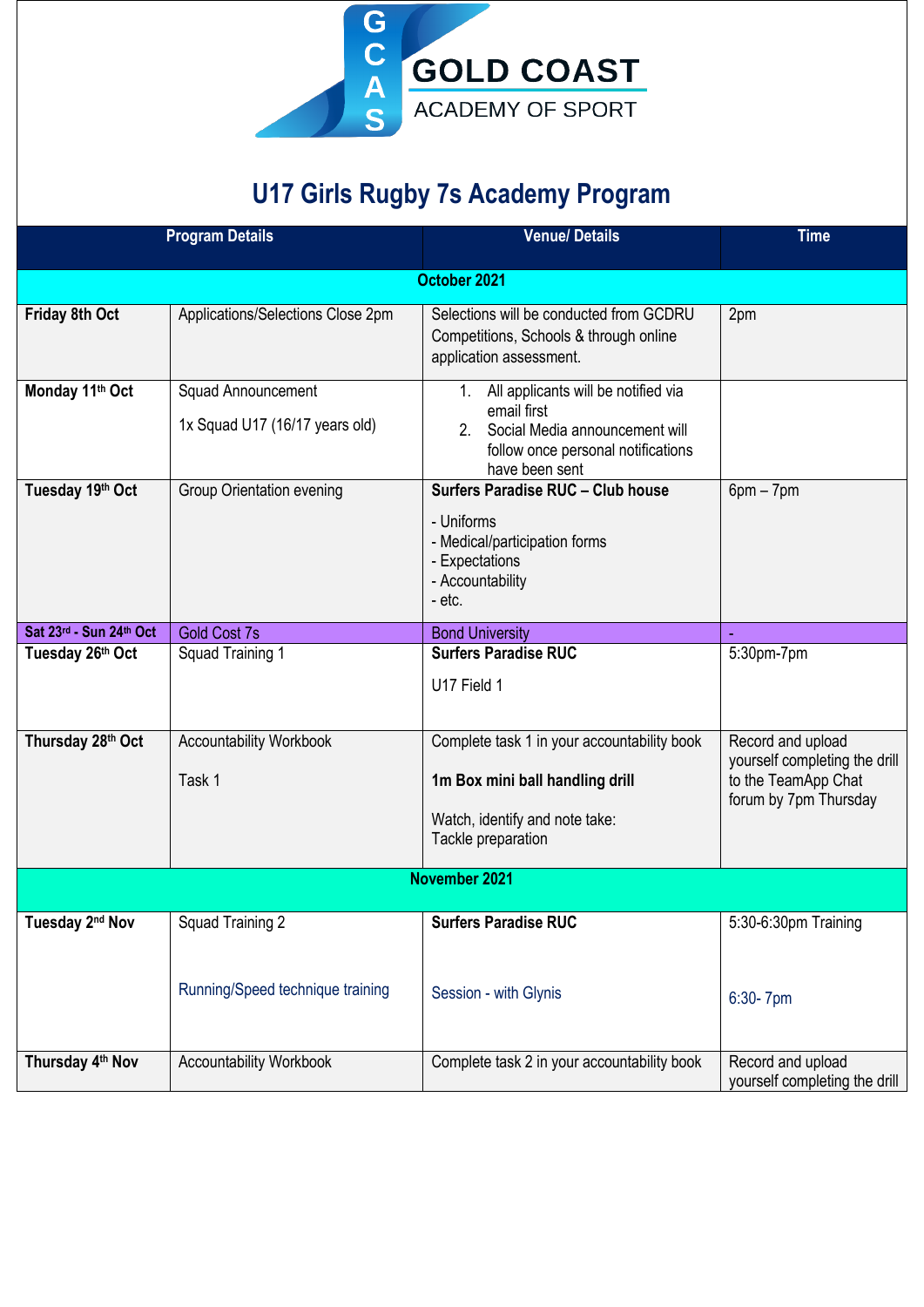GCAS GOLD COAST ACADEMY OF SPORT

# U17 Girls Rugby 7s Academy Program

| Program Details | | Venue/ Details | Time |
|---|---|---|---|
| **October 2021** | | | |
| **Friday 8th Oct** | Applications/Selections Close 2pm | Selections will be conducted from GCDRU Competitions, Schools & through online application assessment. | 2pm |
| **Monday 11th Oct** | Squad Announcement<br><br>1x Squad U17 (16/17 years old) | 1. All applicants will be notified via email first<br>2. Social Media announcement will follow once personal notifications have been sent | |
| **Tuesday 19th Oct** | Group Orientation evening | **Surfers Paradise RUC – Club house**<br><br>- Uniforms<br>- Medical/participation forms<br>- Expectations<br>- Accountability<br>- etc. | 6pm – 7pm |
| **Sat 23rd - Sun 24th Oct** | Gold Cost 7s | Bond University | - |
| **Tuesday 26th Oct** | Squad Training 1 | **Surfers Paradise RUC**<br><br>U17 Field 1 | 5:30pm-7pm |
| **Thursday 28th Oct** | Accountability Workbook<br><br>Task 1 | Complete task 1 in your accountability book<br><br>**1m Box mini ball handling drill**<br><br>Watch, identify and note take:<br>Tackle preparation | Record and upload yourself completing the drill to the TeamApp Chat forum by 7pm Thursday |
| **November 2021** | | | |
| **Tuesday 2nd Nov** | Squad Training 2<br><br>Running/Speed technique training | **Surfers Paradise RUC**<br><br>Session - with Glynis | 5:30-6:30pm Training<br><br>6:30- 7pm |
| **Thursday 4th Nov** | Accountability Workbook | Complete task 2 in your accountability book | Record and upload yourself completing the drill |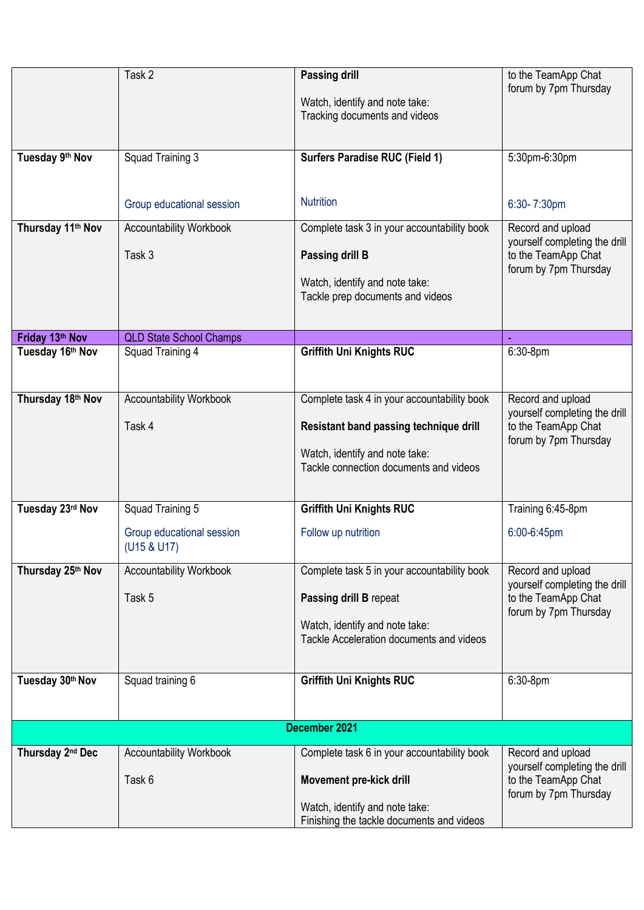| | | | |
|---|---|---|---|
| | Task 2 | **Passing drill**<br><br>Watch, identify and note take:<br>Tracking documents and videos | to the TeamApp Chat forum by 7pm Thursday |
| **Tuesday 9th Nov** | Squad Training 3<br><br>Group educational session | **Surfers Paradise RUC (Field 1)**<br><br>Nutrition | 5:30pm-6:30pm<br><br>6:30- 7:30pm |
| **Thursday 11th Nov** | Accountability Workbook<br><br>Task 3 | Complete task 3 in your accountability book<br><br>**Passing drill B**<br><br>Watch, identify and note take:<br>Tackle prep documents and videos | Record and upload yourself completing the drill to the TeamApp Chat forum by 7pm Thursday |
| **Friday 13th Nov** | QLD State School Champs | | - |
| **Tuesday 16th Nov** | Squad Training 4 | **Griffith Uni Knights RUC** | 6:30-8pm |
| **Thursday 18th Nov** | Accountability Workbook<br><br>Task 4 | Complete task 4 in your accountability book<br><br>**Resistant band passing technique drill**<br><br>Watch, identify and note take:<br>Tackle connection documents and videos | Record and upload yourself completing the drill to the TeamApp Chat forum by 7pm Thursday |
| **Tuesday 23rd Nov** | Squad Training 5<br><br>Group educational session (U15 & U17) | **Griffith Uni Knights RUC**<br><br>Follow up nutrition | Training 6:45-8pm<br><br>6:00-6:45pm |
| **Thursday 25th Nov** | Accountability Workbook<br><br>Task 5 | Complete task 5 in your accountability book<br><br>**Passing drill B** repeat<br><br>Watch, identify and note take:<br>Tackle Acceleration documents and videos | Record and upload yourself completing the drill to the TeamApp Chat forum by 7pm Thursday |
| **Tuesday 30th Nov** | Squad training 6 | **Griffith Uni Knights RUC** | 6:30-8pm |
| | | **December 2021** | |
| **Thursday 2nd Dec** | Accountability Workbook<br><br>Task 6 | Complete task 6 in your accountability book<br><br>**Movement pre-kick drill**<br><br>Watch, identify and note take:<br>Finishing the tackle documents and videos | Record and upload yourself completing the drill to the TeamApp Chat forum by 7pm Thursday |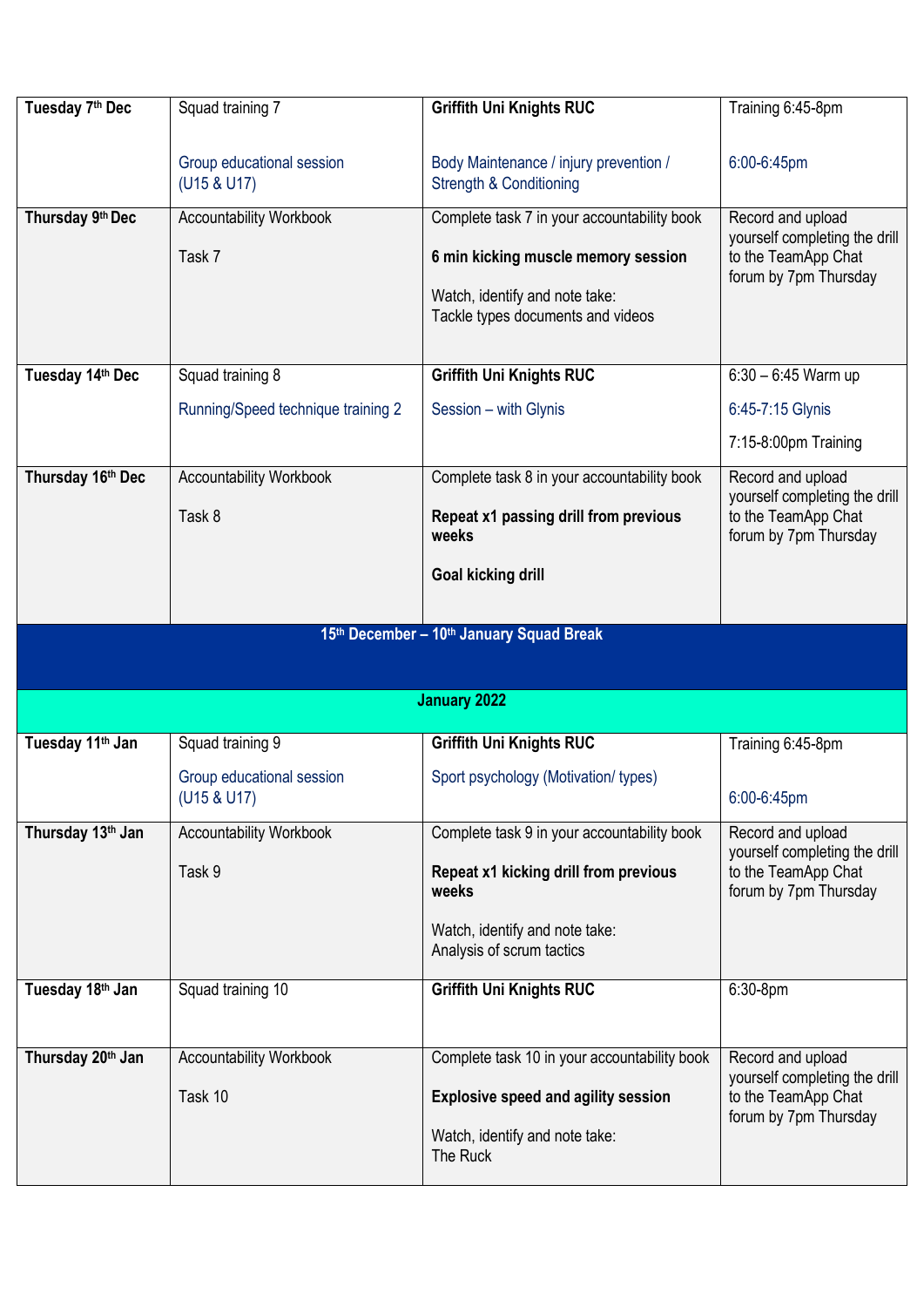| Tuesday 7th Dec | Squad training 7<br><br>Group educational session (U15 & U17) | **Griffith Uni Knights RUC**<br><br>Body Maintenance / injury prevention / Strength & Conditioning | Training 6:45-8pm<br><br>6:00-6:45pm |
|---|---|---|---|
| **Thursday 9th Dec** | Accountability Workbook<br><br>Task 7 | Complete task 7 in your accountability book<br><br>**6 min kicking muscle memory session**<br><br>Watch, identify and note take:<br>Tackle types documents and videos | Record and upload yourself completing the drill to the TeamApp Chat forum by 7pm Thursday |
| **Tuesday 14th Dec** | Squad training 8<br><br>Running/Speed technique training 2 | **Griffith Uni Knights RUC**<br><br>Session – with Glynis | 6:30 – 6:45 Warm up<br><br>6:45-7:15 Glynis<br><br>7:15-8:00pm Training |
| **Thursday 16th Dec** | Accountability Workbook<br><br>Task 8 | Complete task 8 in your accountability book<br><br>**Repeat x1 passing drill from previous weeks**<br><br>**Goal kicking drill** | Record and upload yourself completing the drill to the TeamApp Chat forum by 7pm Thursday |
| **15th December – 10th January Squad Break** | | | |
| **January 2022** | | | |
| **Tuesday 11th Jan** | Squad training 9<br><br>Group educational session (U15 & U17) | **Griffith Uni Knights RUC**<br><br>Sport psychology (Motivation/ types) | Training 6:45-8pm<br><br>6:00-6:45pm |
| **Thursday 13th Jan** | Accountability Workbook<br><br>Task 9 | Complete task 9 in your accountability book<br><br>**Repeat x1 kicking drill from previous weeks**<br><br>Watch, identify and note take:<br>Analysis of scrum tactics | Record and upload yourself completing the drill to the TeamApp Chat forum by 7pm Thursday |
| **Tuesday 18th Jan** | Squad training 10 | **Griffith Uni Knights RUC** | 6:30-8pm |
| **Thursday 20th Jan** | Accountability Workbook<br><br>Task 10 | Complete task 10 in your accountability book<br><br>**Explosive speed and agility session**<br><br>Watch, identify and note take:<br>The Ruck | Record and upload yourself completing the drill to the TeamApp Chat forum by 7pm Thursday |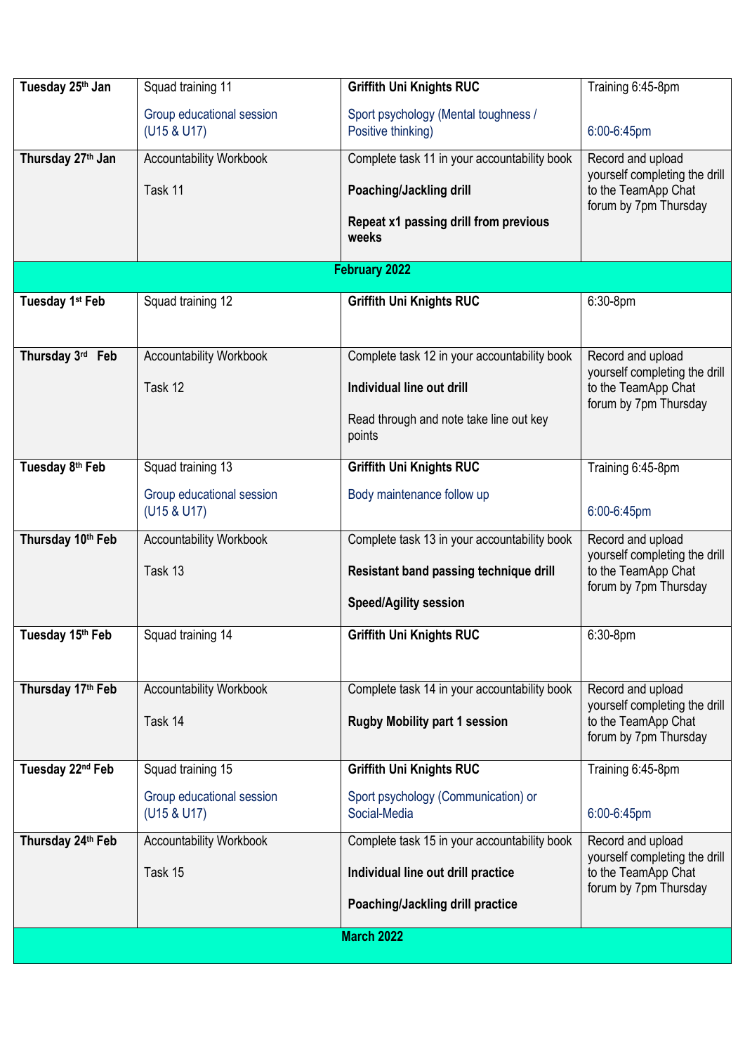| Tuesday 25th Jan | Squad training 11<br><br>Group educational session (U15 & U17) | **Griffith Uni Knights RUC**<br><br>Sport psychology (Mental toughness / Positive thinking) | Training 6:45-8pm<br><br>6:00-6:45pm |
|---|---|---|---|
| **Thursday 27th Jan** | Accountability Workbook<br><br>Task 11 | Complete task 11 in your accountability book<br><br>**Poaching/Jackling drill**<br><br>**Repeat x1 passing drill from previous weeks** | Record and upload yourself completing the drill to the TeamApp Chat forum by 7pm Thursday |
| **February 2022** | | | |
| **Tuesday 1st Feb** | Squad training 12 | **Griffith Uni Knights RUC** | 6:30-8pm |
| **Thursday 3rd Feb** | Accountability Workbook<br><br>Task 12 | Complete task 12 in your accountability book<br><br>**Individual line out drill**<br><br>Read through and note take line out key points | Record and upload yourself completing the drill to the TeamApp Chat forum by 7pm Thursday |
| **Tuesday 8th Feb** | Squad training 13<br><br>Group educational session (U15 & U17) | **Griffith Uni Knights RUC**<br><br>Body maintenance follow up | Training 6:45-8pm<br><br>6:00-6:45pm |
| **Thursday 10th Feb** | Accountability Workbook<br><br>Task 13 | Complete task 13 in your accountability book<br><br>**Resistant band passing technique drill**<br><br>**Speed/Agility session** | Record and upload yourself completing the drill to the TeamApp Chat forum by 7pm Thursday |
| **Tuesday 15th Feb** | Squad training 14 | **Griffith Uni Knights RUC** | 6:30-8pm |
| **Thursday 17th Feb** | Accountability Workbook<br><br>Task 14 | Complete task 14 in your accountability book<br><br>**Rugby Mobility part 1 session** | Record and upload yourself completing the drill to the TeamApp Chat forum by 7pm Thursday |
| **Tuesday 22nd Feb** | Squad training 15<br><br>Group educational session (U15 & U17) | **Griffith Uni Knights RUC**<br><br>Sport psychology (Communication) or Social-Media | Training 6:45-8pm<br><br>6:00-6:45pm |
| **Thursday 24th Feb** | Accountability Workbook<br><br>Task 15 | Complete task 15 in your accountability book<br><br>**Individual line out drill practice**<br><br>**Poaching/Jackling drill practice** | Record and upload yourself completing the drill to the TeamApp Chat forum by 7pm Thursday |
| **March 2022** | | | |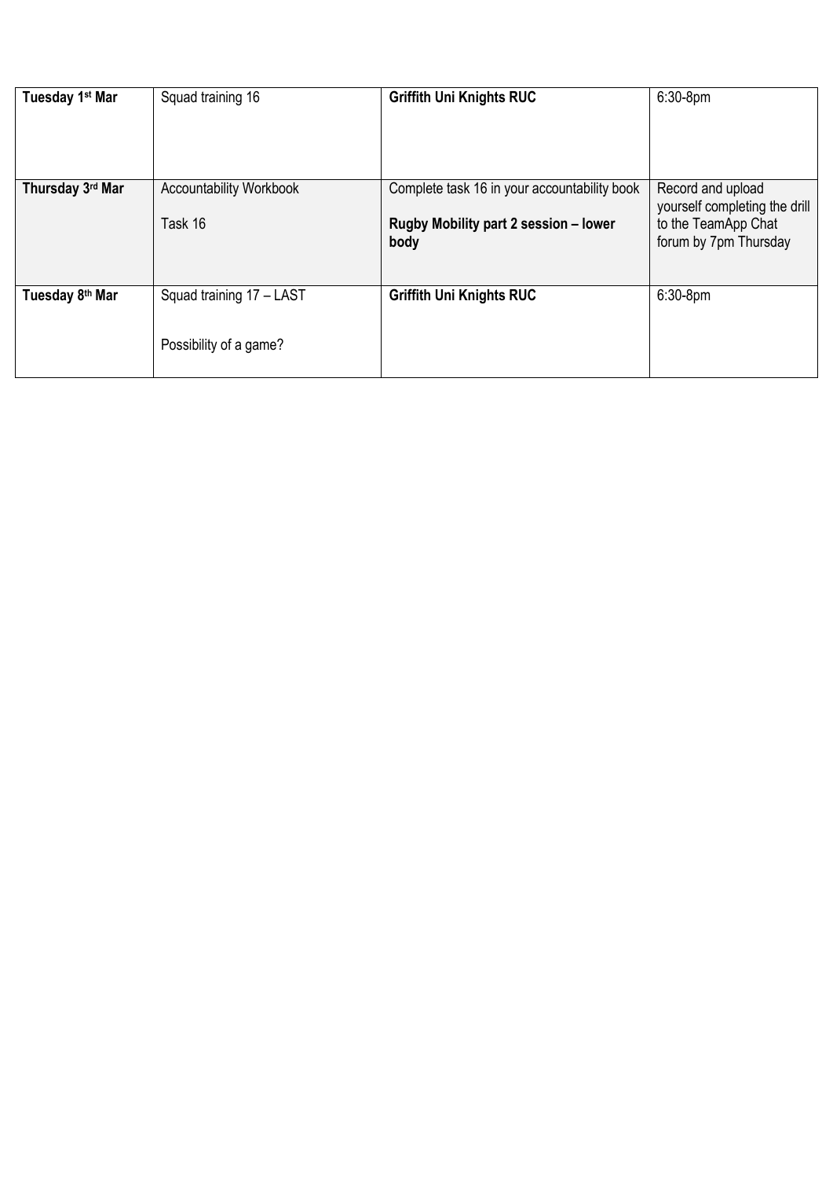| | | | |
|---|---|---|---|
| **Tuesday 1st Mar** | Squad training 16 | **Griffith Uni Knights RUC** | 6:30-8pm |
| **Thursday 3rd Mar** | Accountability Workbook<br><br>Task 16 | Complete task 16 in your accountability book<br><br>**Rugby Mobility part 2 session – lower body** | Record and upload yourself completing the drill to the TeamApp Chat forum by 7pm Thursday |
| **Tuesday 8th Mar** | Squad training 17 – LAST<br><br>Possibility of a game? | **Griffith Uni Knights RUC** | 6:30-8pm |